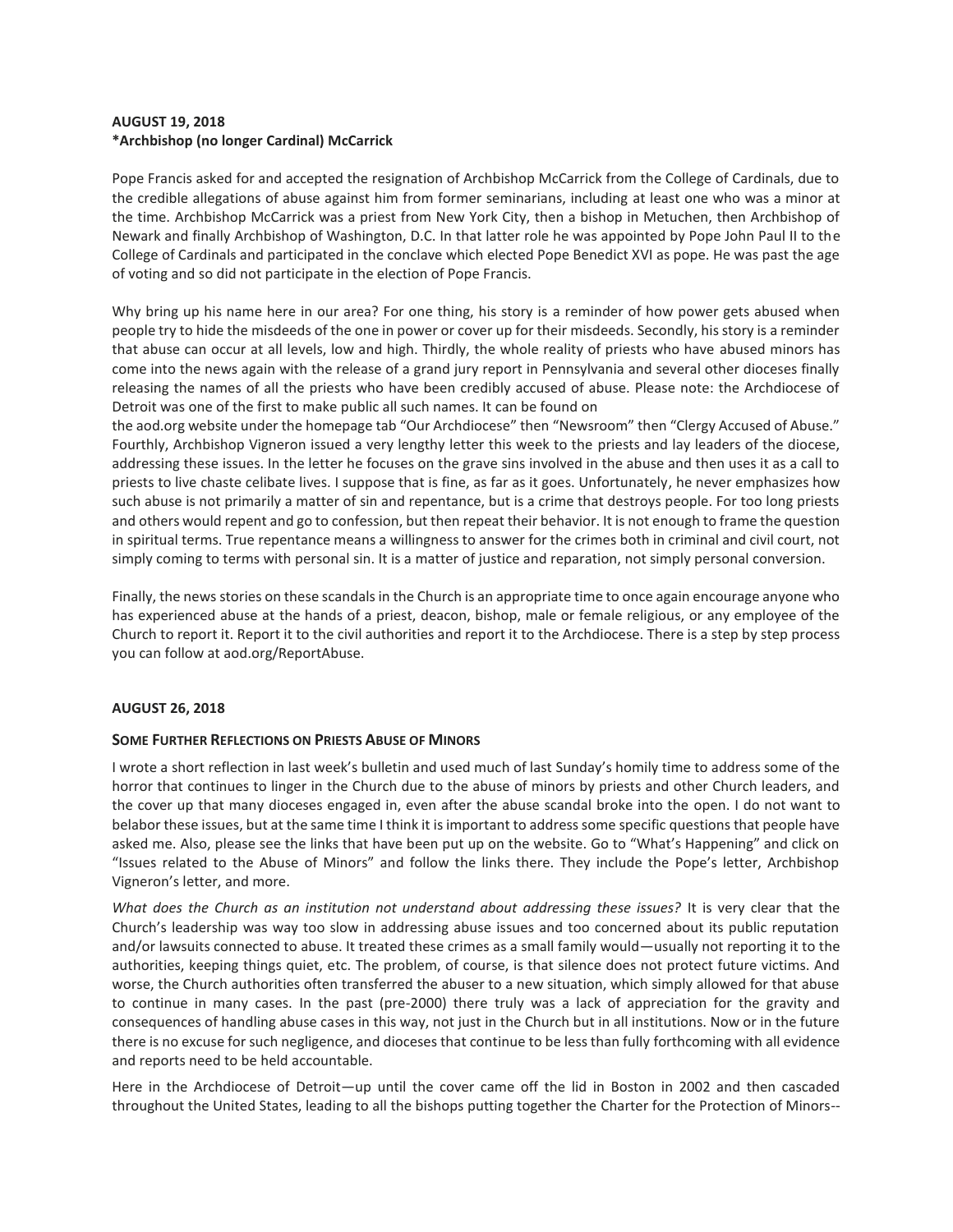**AUGUST 19, 2018**
***Archbishop (no longer Cardinal) McCarrick**

Pope Francis asked for and accepted the resignation of Archbishop McCarrick from the College of Cardinals, due to the credible allegations of abuse against him from former seminarians, including at least one who was a minor at the time. Archbishop McCarrick was a priest from New York City, then a bishop in Metuchen, then Archbishop of Newark and finally Archbishop of Washington, D.C. In that latter role he was appointed by Pope John Paul II to the College of Cardinals and participated in the conclave which elected Pope Benedict XVI as pope. He was past the age of voting and so did not participate in the election of Pope Francis.

Why bring up his name here in our area? For one thing, his story is a reminder of how power gets abused when people try to hide the misdeeds of the one in power or cover up for their misdeeds. Secondly, his story is a reminder that abuse can occur at all levels, low and high. Thirdly, the whole reality of priests who have abused minors has come into the news again with the release of a grand jury report in Pennsylvania and several other dioceses finally releasing the names of all the priests who have been credibly accused of abuse. Please note: the Archdiocese of Detroit was one of the first to make public all such names. It can be found on the aod.org website under the homepage tab "Our Archdiocese" then "Newsroom" then "Clergy Accused of Abuse." Fourthly, Archbishop Vigneron issued a very lengthy letter this week to the priests and lay leaders of the diocese, addressing these issues. In the letter he focuses on the grave sins involved in the abuse and then uses it as a call to priests to live chaste celibate lives. I suppose that is fine, as far as it goes. Unfortunately, he never emphasizes how such abuse is not primarily a matter of sin and repentance, but is a crime that destroys people. For too long priests and others would repent and go to confession, but then repeat their behavior. It is not enough to frame the question in spiritual terms. True repentance means a willingness to answer for the crimes both in criminal and civil court, not simply coming to terms with personal sin. It is a matter of justice and reparation, not simply personal conversion.

Finally, the news stories on these scandals in the Church is an appropriate time to once again encourage anyone who has experienced abuse at the hands of a priest, deacon, bishop, male or female religious, or any employee of the Church to report it. Report it to the civil authorities and report it to the Archdiocese. There is a step by step process you can follow at aod.org/ReportAbuse.

**AUGUST 26, 2018**

**SOME FURTHER REFLECTIONS ON PRIESTS ABUSE OF MINORS**

I wrote a short reflection in last week's bulletin and used much of last Sunday's homily time to address some of the horror that continues to linger in the Church due to the abuse of minors by priests and other Church leaders, and the cover up that many dioceses engaged in, even after the abuse scandal broke into the open. I do not want to belabor these issues, but at the same time I think it is important to address some specific questions that people have asked me. Also, please see the links that have been put up on the website. Go to "What's Happening" and click on "Issues related to the Abuse of Minors" and follow the links there. They include the Pope's letter, Archbishop Vigneron's letter, and more.

*What does the Church as an institution not understand about addressing these issues?* It is very clear that the Church's leadership was way too slow in addressing abuse issues and too concerned about its public reputation and/or lawsuits connected to abuse. It treated these crimes as a small family would—usually not reporting it to the authorities, keeping things quiet, etc. The problem, of course, is that silence does not protect future victims. And worse, the Church authorities often transferred the abuser to a new situation, which simply allowed for that abuse to continue in many cases. In the past (pre-2000) there truly was a lack of appreciation for the gravity and consequences of handling abuse cases in this way, not just in the Church but in all institutions. Now or in the future there is no excuse for such negligence, and dioceses that continue to be less than fully forthcoming with all evidence and reports need to be held accountable.

Here in the Archdiocese of Detroit—up until the cover came off the lid in Boston in 2002 and then cascaded throughout the United States, leading to all the bishops putting together the Charter for the Protection of Minors--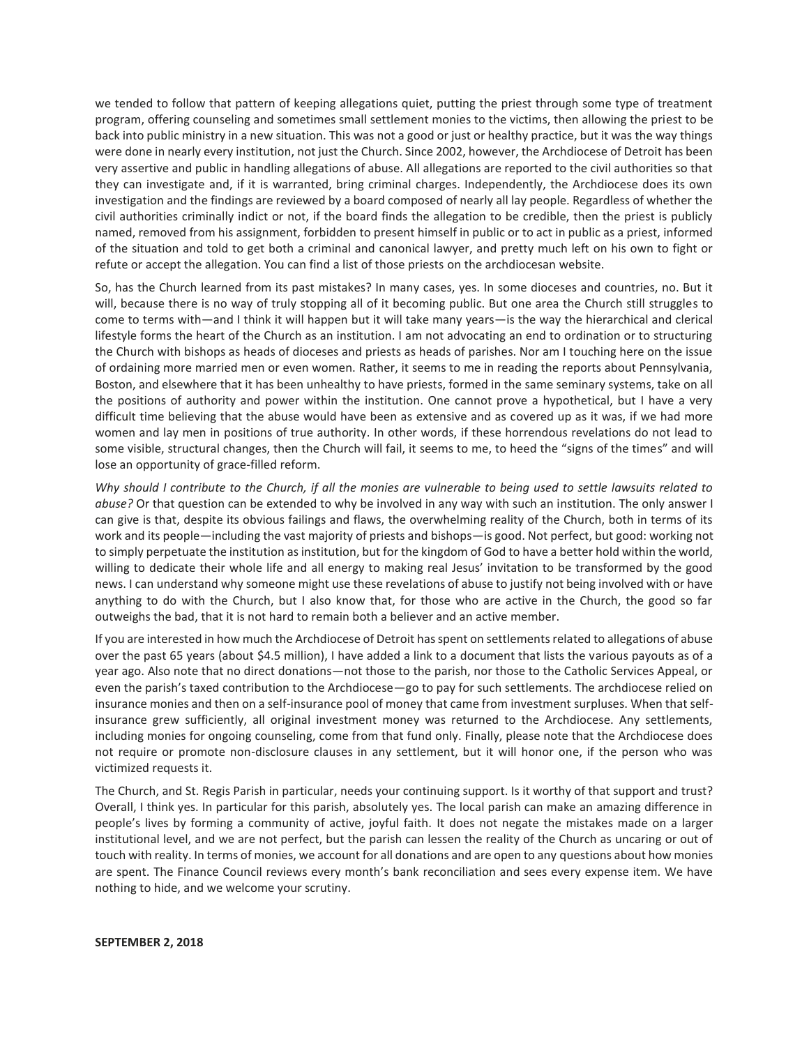we tended to follow that pattern of keeping allegations quiet, putting the priest through some type of treatment program, offering counseling and sometimes small settlement monies to the victims, then allowing the priest to be back into public ministry in a new situation. This was not a good or just or healthy practice, but it was the way things were done in nearly every institution, not just the Church. Since 2002, however, the Archdiocese of Detroit has been very assertive and public in handling allegations of abuse. All allegations are reported to the civil authorities so that they can investigate and, if it is warranted, bring criminal charges. Independently, the Archdiocese does its own investigation and the findings are reviewed by a board composed of nearly all lay people. Regardless of whether the civil authorities criminally indict or not, if the board finds the allegation to be credible, then the priest is publicly named, removed from his assignment, forbidden to present himself in public or to act in public as a priest, informed of the situation and told to get both a criminal and canonical lawyer, and pretty much left on his own to fight or refute or accept the allegation. You can find a list of those priests on the archdiocesan website.

So, has the Church learned from its past mistakes? In many cases, yes. In some dioceses and countries, no. But it will, because there is no way of truly stopping all of it becoming public. But one area the Church still struggles to come to terms with—and I think it will happen but it will take many years—is the way the hierarchical and clerical lifestyle forms the heart of the Church as an institution. I am not advocating an end to ordination or to structuring the Church with bishops as heads of dioceses and priests as heads of parishes. Nor am I touching here on the issue of ordaining more married men or even women. Rather, it seems to me in reading the reports about Pennsylvania, Boston, and elsewhere that it has been unhealthy to have priests, formed in the same seminary systems, take on all the positions of authority and power within the institution. One cannot prove a hypothetical, but I have a very difficult time believing that the abuse would have been as extensive and as covered up as it was, if we had more women and lay men in positions of true authority. In other words, if these horrendous revelations do not lead to some visible, structural changes, then the Church will fail, it seems to me, to heed the "signs of the times" and will lose an opportunity of grace-filled reform.

*Why should I contribute to the Church, if all the monies are vulnerable to being used to settle lawsuits related to abuse?* Or that question can be extended to why be involved in any way with such an institution. The only answer I can give is that, despite its obvious failings and flaws, the overwhelming reality of the Church, both in terms of its work and its people—including the vast majority of priests and bishops—is good. Not perfect, but good: working not to simply perpetuate the institution as institution, but for the kingdom of God to have a better hold within the world, willing to dedicate their whole life and all energy to making real Jesus' invitation to be transformed by the good news. I can understand why someone might use these revelations of abuse to justify not being involved with or have anything to do with the Church, but I also know that, for those who are active in the Church, the good so far outweighs the bad, that it is not hard to remain both a believer and an active member.

If you are interested in how much the Archdiocese of Detroit has spent on settlements related to allegations of abuse over the past 65 years (about $4.5 million), I have added a link to a document that lists the various payouts as of a year ago. Also note that no direct donations—not those to the parish, nor those to the Catholic Services Appeal, or even the parish's taxed contribution to the Archdiocese—go to pay for such settlements. The archdiocese relied on insurance monies and then on a self-insurance pool of money that came from investment surpluses. When that self-insurance grew sufficiently, all original investment money was returned to the Archdiocese. Any settlements, including monies for ongoing counseling, come from that fund only. Finally, please note that the Archdiocese does not require or promote non-disclosure clauses in any settlement, but it will honor one, if the person who was victimized requests it.

The Church, and St. Regis Parish in particular, needs your continuing support. Is it worthy of that support and trust? Overall, I think yes. In particular for this parish, absolutely yes. The local parish can make an amazing difference in people's lives by forming a community of active, joyful faith. It does not negate the mistakes made on a larger institutional level, and we are not perfect, but the parish can lessen the reality of the Church as uncaring or out of touch with reality. In terms of monies, we account for all donations and are open to any questions about how monies are spent. The Finance Council reviews every month's bank reconciliation and sees every expense item. We have nothing to hide, and we welcome your scrutiny.

**SEPTEMBER 2, 2018**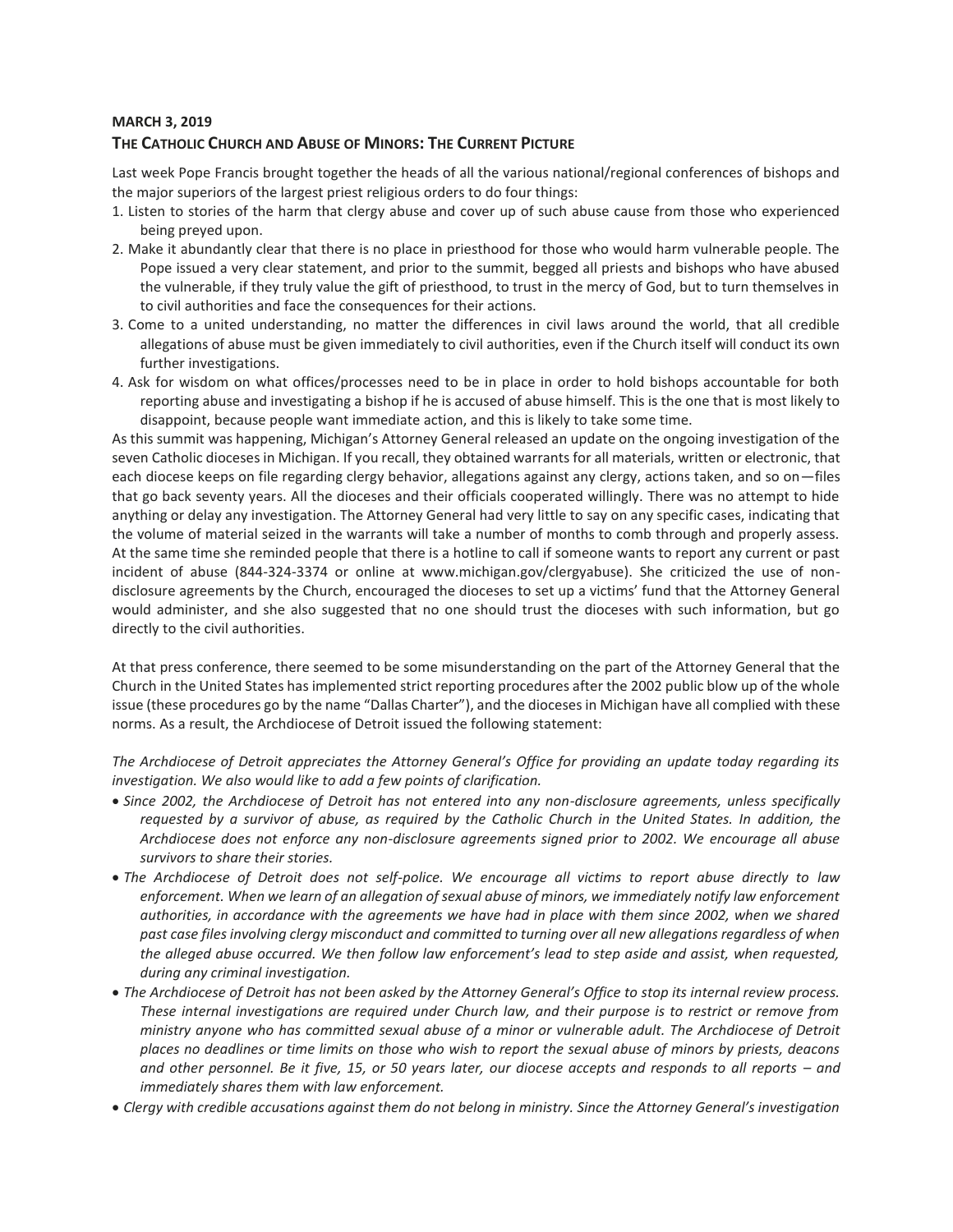**MARCH 3, 2019**

**THE CATHOLIC CHURCH AND ABUSE OF MINORS: THE CURRENT PICTURE**

Last week Pope Francis brought together the heads of all the various national/regional conferences of bishops and the major superiors of the largest priest religious orders to do four things:

1. Listen to stories of the harm that clergy abuse and cover up of such abuse cause from those who experienced being preyed upon.
2. Make it abundantly clear that there is no place in priesthood for those who would harm vulnerable people. The Pope issued a very clear statement, and prior to the summit, begged all priests and bishops who have abused the vulnerable, if they truly value the gift of priesthood, to trust in the mercy of God, but to turn themselves in to civil authorities and face the consequences for their actions.
3. Come to a united understanding, no matter the differences in civil laws around the world, that all credible allegations of abuse must be given immediately to civil authorities, even if the Church itself will conduct its own further investigations.
4. Ask for wisdom on what offices/processes need to be in place in order to hold bishops accountable for both reporting abuse and investigating a bishop if he is accused of abuse himself. This is the one that is most likely to disappoint, because people want immediate action, and this is likely to take some time.

As this summit was happening, Michigan's Attorney General released an update on the ongoing investigation of the seven Catholic dioceses in Michigan. If you recall, they obtained warrants for all materials, written or electronic, that each diocese keeps on file regarding clergy behavior, allegations against any clergy, actions taken, and so on—files that go back seventy years. All the dioceses and their officials cooperated willingly. There was no attempt to hide anything or delay any investigation. The Attorney General had very little to say on any specific cases, indicating that the volume of material seized in the warrants will take a number of months to comb through and properly assess. At the same time she reminded people that there is a hotline to call if someone wants to report any current or past incident of abuse (844-324-3374 or online at www.michigan.gov/clergyabuse). She criticized the use of non-disclosure agreements by the Church, encouraged the dioceses to set up a victims' fund that the Attorney General would administer, and she also suggested that no one should trust the dioceses with such information, but go directly to the civil authorities.

At that press conference, there seemed to be some misunderstanding on the part of the Attorney General that the Church in the United States has implemented strict reporting procedures after the 2002 public blow up of the whole issue (these procedures go by the name "Dallas Charter"), and the dioceses in Michigan have all complied with these norms. As a result, the Archdiocese of Detroit issued the following statement:

*The Archdiocese of Detroit appreciates the Attorney General's Office for providing an update today regarding its investigation. We also would like to add a few points of clarification.*

- *Since 2002, the Archdiocese of Detroit has not entered into any non-disclosure agreements, unless specifically requested by a survivor of abuse, as required by the Catholic Church in the United States. In addition, the Archdiocese does not enforce any non-disclosure agreements signed prior to 2002. We encourage all abuse survivors to share their stories.*
- *The Archdiocese of Detroit does not self-police. We encourage all victims to report abuse directly to law enforcement. When we learn of an allegation of sexual abuse of minors, we immediately notify law enforcement authorities, in accordance with the agreements we have had in place with them since 2002, when we shared past case files involving clergy misconduct and committed to turning over all new allegations regardless of when the alleged abuse occurred. We then follow law enforcement's lead to step aside and assist, when requested, during any criminal investigation.*
- *The Archdiocese of Detroit has not been asked by the Attorney General's Office to stop its internal review process. These internal investigations are required under Church law, and their purpose is to restrict or remove from ministry anyone who has committed sexual abuse of a minor or vulnerable adult. The Archdiocese of Detroit places no deadlines or time limits on those who wish to report the sexual abuse of minors by priests, deacons and other personnel. Be it five, 15, or 50 years later, our diocese accepts and responds to all reports – and immediately shares them with law enforcement.*
- *Clergy with credible accusations against them do not belong in ministry. Since the Attorney General's investigation*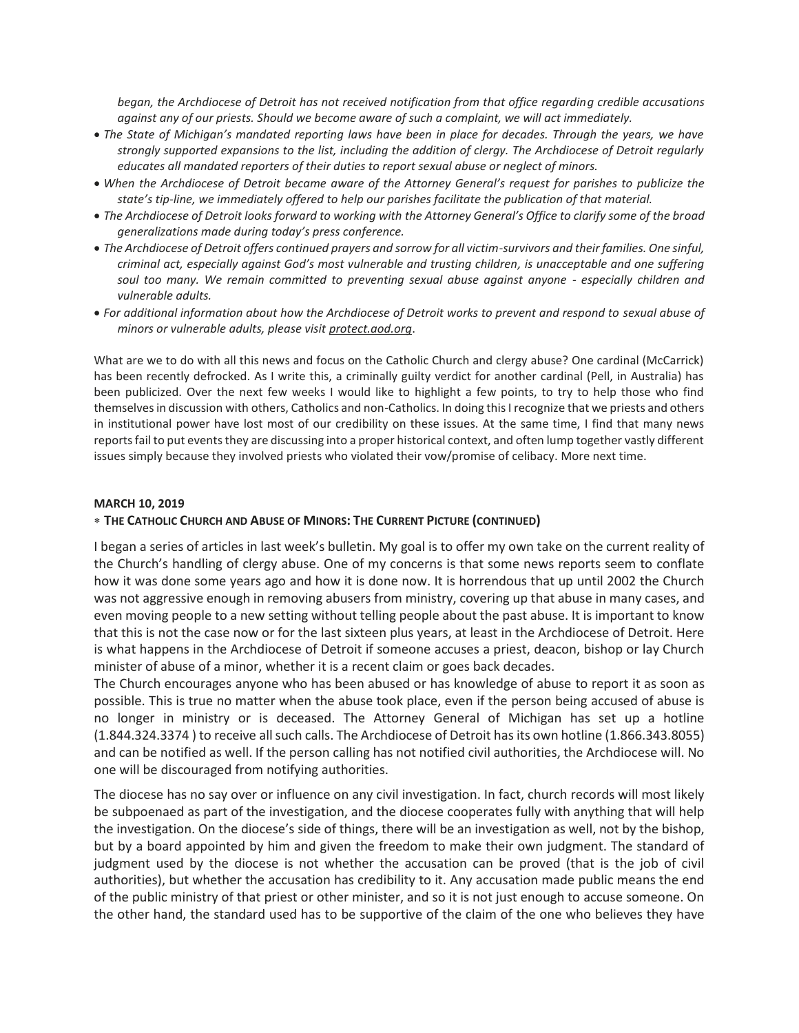*began, the Archdiocese of Detroit has not received notification from that office regarding credible accusations against any of our priests. Should we become aware of such a complaint, we will act immediately.*

- *The State of Michigan's mandated reporting laws have been in place for decades. Through the years, we have strongly supported expansions to the list, including the addition of clergy. The Archdiocese of Detroit regularly educates all mandated reporters of their duties to report sexual abuse or neglect of minors.*
- *When the Archdiocese of Detroit became aware of the Attorney General's request for parishes to publicize the state's tip-line, we immediately offered to help our parishes facilitate the publication of that material.*
- *The Archdiocese of Detroit looks forward to working with the Attorney General's Office to clarify some of the broad generalizations made during today's press conference.*
- *The Archdiocese of Detroit offers continued prayers and sorrow for all victim-survivors and their families. One sinful, criminal act, especially against God's most vulnerable and trusting children, is unacceptable and one suffering soul too many. We remain committed to preventing sexual abuse against anyone - especially children and vulnerable adults.*
- *For additional information about how the Archdiocese of Detroit works to prevent and respond to sexual abuse of minors or vulnerable adults, please visit protect.aod.org.*

What are we to do with all this news and focus on the Catholic Church and clergy abuse? One cardinal (McCarrick) has been recently defrocked. As I write this, a criminally guilty verdict for another cardinal (Pell, in Australia) has been publicized. Over the next few weeks I would like to highlight a few points, to try to help those who find themselves in discussion with others, Catholics and non-Catholics. In doing this I recognize that we priests and others in institutional power have lost most of our credibility on these issues. At the same time, I find that many news reports fail to put events they are discussing into a proper historical context, and often lump together vastly different issues simply because they involved priests who violated their vow/promise of celibacy. More next time.

**MARCH 10, 2019**

**∗ THE CATHOLIC CHURCH AND ABUSE OF MINORS: THE CURRENT PICTURE (CONTINUED)**

I began a series of articles in last week's bulletin. My goal is to offer my own take on the current reality of the Church's handling of clergy abuse. One of my concerns is that some news reports seem to conflate how it was done some years ago and how it is done now. It is horrendous that up until 2002 the Church was not aggressive enough in removing abusers from ministry, covering up that abuse in many cases, and even moving people to a new setting without telling people about the past abuse. It is important to know that this is not the case now or for the last sixteen plus years, at least in the Archdiocese of Detroit. Here is what happens in the Archdiocese of Detroit if someone accuses a priest, deacon, bishop or lay Church minister of abuse of a minor, whether it is a recent claim or goes back decades.

The Church encourages anyone who has been abused or has knowledge of abuse to report it as soon as possible. This is true no matter when the abuse took place, even if the person being accused of abuse is no longer in ministry or is deceased. The Attorney General of Michigan has set up a hotline (1.844.324.3374 ) to receive all such calls. The Archdiocese of Detroit has its own hotline (1.866.343.8055) and can be notified as well. If the person calling has not notified civil authorities, the Archdiocese will. No one will be discouraged from notifying authorities.

The diocese has no say over or influence on any civil investigation. In fact, church records will most likely be subpoenaed as part of the investigation, and the diocese cooperates fully with anything that will help the investigation. On the diocese's side of things, there will be an investigation as well, not by the bishop, but by a board appointed by him and given the freedom to make their own judgment. The standard of judgment used by the diocese is not whether the accusation can be proved (that is the job of civil authorities), but whether the accusation has credibility to it. Any accusation made public means the end of the public ministry of that priest or other minister, and so it is not just enough to accuse someone. On the other hand, the standard used has to be supportive of the claim of the one who believes they have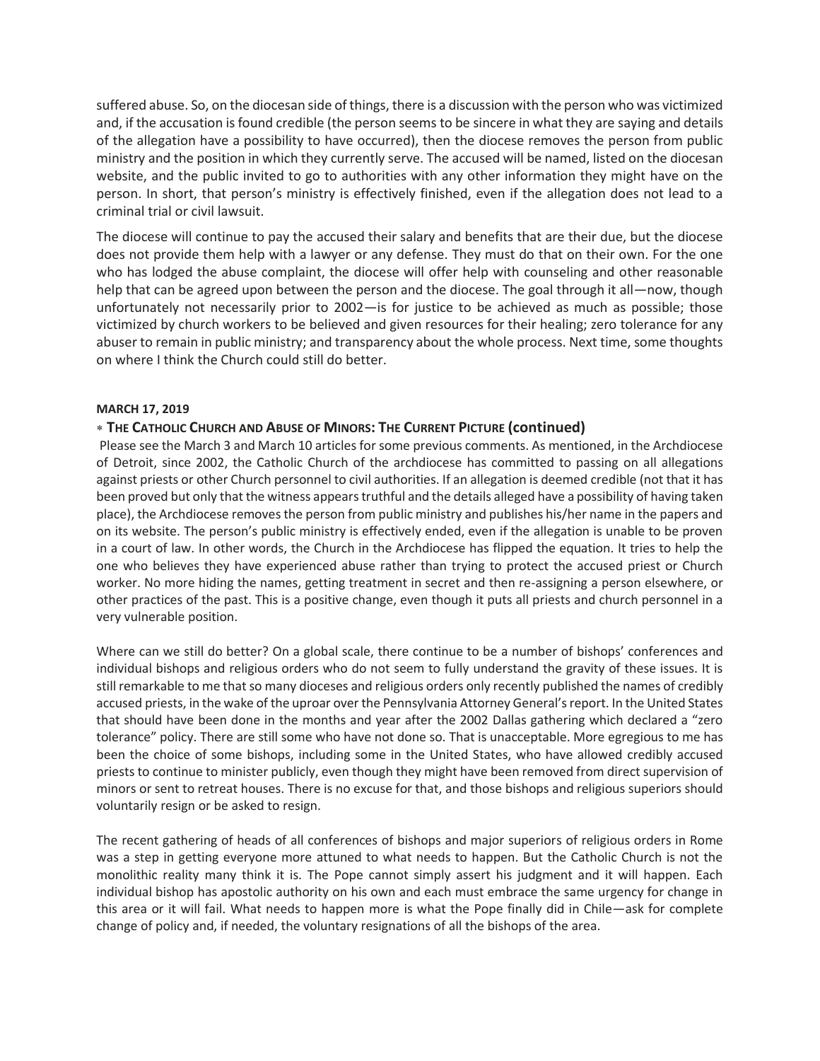suffered abuse. So, on the diocesan side of things, there is a discussion with the person who was victimized and, if the accusation is found credible (the person seems to be sincere in what they are saying and details of the allegation have a possibility to have occurred), then the diocese removes the person from public ministry and the position in which they currently serve. The accused will be named, listed on the diocesan website, and the public invited to go to authorities with any other information they might have on the person. In short, that person's ministry is effectively finished, even if the allegation does not lead to a criminal trial or civil lawsuit.

The diocese will continue to pay the accused their salary and benefits that are their due, but the diocese does not provide them help with a lawyer or any defense. They must do that on their own. For the one who has lodged the abuse complaint, the diocese will offer help with counseling and other reasonable help that can be agreed upon between the person and the diocese. The goal through it all—now, though unfortunately not necessarily prior to 2002—is for justice to be achieved as much as possible; those victimized by church workers to be believed and given resources for their healing; zero tolerance for any abuser to remain in public ministry; and transparency about the whole process. Next time, some thoughts on where I think the Church could still do better.

**MARCH 17, 2019**

∗ **THE CATHOLIC CHURCH AND ABUSE OF MINORS: THE CURRENT PICTURE (continued)**

Please see the March 3 and March 10 articles for some previous comments. As mentioned, in the Archdiocese of Detroit, since 2002, the Catholic Church of the archdiocese has committed to passing on all allegations against priests or other Church personnel to civil authorities. If an allegation is deemed credible (not that it has been proved but only that the witness appears truthful and the details alleged have a possibility of having taken place), the Archdiocese removes the person from public ministry and publishes his/her name in the papers and on its website. The person's public ministry is effectively ended, even if the allegation is unable to be proven in a court of law. In other words, the Church in the Archdiocese has flipped the equation. It tries to help the one who believes they have experienced abuse rather than trying to protect the accused priest or Church worker. No more hiding the names, getting treatment in secret and then re-assigning a person elsewhere, or other practices of the past. This is a positive change, even though it puts all priests and church personnel in a very vulnerable position.

Where can we still do better? On a global scale, there continue to be a number of bishops' conferences and individual bishops and religious orders who do not seem to fully understand the gravity of these issues. It is still remarkable to me that so many dioceses and religious orders only recently published the names of credibly accused priests, in the wake of the uproar over the Pennsylvania Attorney General's report. In the United States that should have been done in the months and year after the 2002 Dallas gathering which declared a "zero tolerance" policy. There are still some who have not done so. That is unacceptable. More egregious to me has been the choice of some bishops, including some in the United States, who have allowed credibly accused priests to continue to minister publicly, even though they might have been removed from direct supervision of minors or sent to retreat houses. There is no excuse for that, and those bishops and religious superiors should voluntarily resign or be asked to resign.

The recent gathering of heads of all conferences of bishops and major superiors of religious orders in Rome was a step in getting everyone more attuned to what needs to happen. But the Catholic Church is not the monolithic reality many think it is. The Pope cannot simply assert his judgment and it will happen. Each individual bishop has apostolic authority on his own and each must embrace the same urgency for change in this area or it will fail. What needs to happen more is what the Pope finally did in Chile—ask for complete change of policy and, if needed, the voluntary resignations of all the bishops of the area.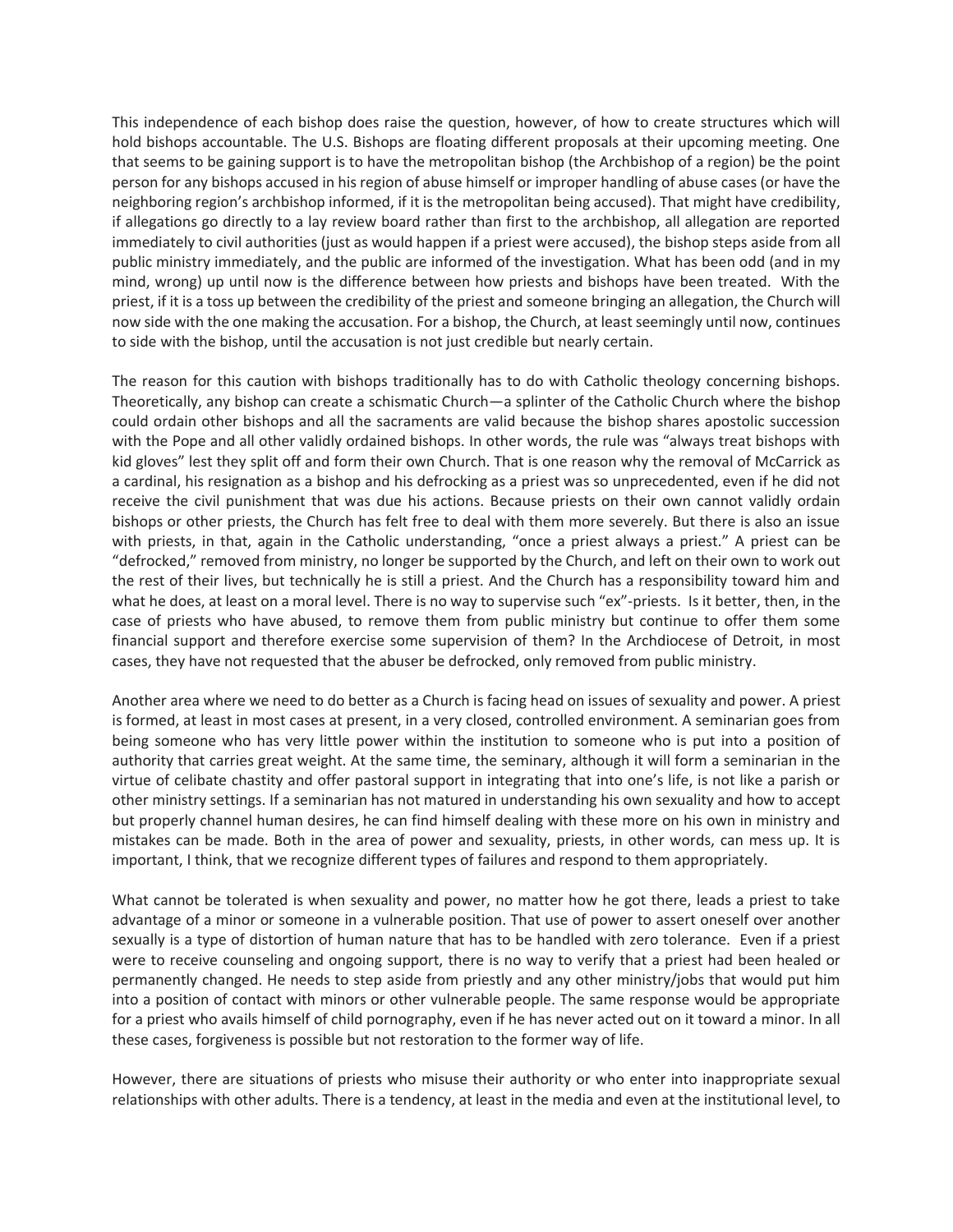This independence of each bishop does raise the question, however, of how to create structures which will hold bishops accountable. The U.S. Bishops are floating different proposals at their upcoming meeting. One that seems to be gaining support is to have the metropolitan bishop (the Archbishop of a region) be the point person for any bishops accused in his region of abuse himself or improper handling of abuse cases (or have the neighboring region's archbishop informed, if it is the metropolitan being accused). That might have credibility, if allegations go directly to a lay review board rather than first to the archbishop, all allegation are reported immediately to civil authorities (just as would happen if a priest were accused), the bishop steps aside from all public ministry immediately, and the public are informed of the investigation. What has been odd (and in my mind, wrong) up until now is the difference between how priests and bishops have been treated. With the priest, if it is a toss up between the credibility of the priest and someone bringing an allegation, the Church will now side with the one making the accusation. For a bishop, the Church, at least seemingly until now, continues to side with the bishop, until the accusation is not just credible but nearly certain.

The reason for this caution with bishops traditionally has to do with Catholic theology concerning bishops. Theoretically, any bishop can create a schismatic Church—a splinter of the Catholic Church where the bishop could ordain other bishops and all the sacraments are valid because the bishop shares apostolic succession with the Pope and all other validly ordained bishops. In other words, the rule was "always treat bishops with kid gloves" lest they split off and form their own Church. That is one reason why the removal of McCarrick as a cardinal, his resignation as a bishop and his defrocking as a priest was so unprecedented, even if he did not receive the civil punishment that was due his actions. Because priests on their own cannot validly ordain bishops or other priests, the Church has felt free to deal with them more severely. But there is also an issue with priests, in that, again in the Catholic understanding, "once a priest always a priest." A priest can be "defrocked," removed from ministry, no longer be supported by the Church, and left on their own to work out the rest of their lives, but technically he is still a priest. And the Church has a responsibility toward him and what he does, at least on a moral level. There is no way to supervise such "ex"-priests. Is it better, then, in the case of priests who have abused, to remove them from public ministry but continue to offer them some financial support and therefore exercise some supervision of them? In the Archdiocese of Detroit, in most cases, they have not requested that the abuser be defrocked, only removed from public ministry.

Another area where we need to do better as a Church is facing head on issues of sexuality and power. A priest is formed, at least in most cases at present, in a very closed, controlled environment. A seminarian goes from being someone who has very little power within the institution to someone who is put into a position of authority that carries great weight. At the same time, the seminary, although it will form a seminarian in the virtue of celibate chastity and offer pastoral support in integrating that into one's life, is not like a parish or other ministry settings. If a seminarian has not matured in understanding his own sexuality and how to accept but properly channel human desires, he can find himself dealing with these more on his own in ministry and mistakes can be made. Both in the area of power and sexuality, priests, in other words, can mess up. It is important, I think, that we recognize different types of failures and respond to them appropriately.

What cannot be tolerated is when sexuality and power, no matter how he got there, leads a priest to take advantage of a minor or someone in a vulnerable position. That use of power to assert oneself over another sexually is a type of distortion of human nature that has to be handled with zero tolerance. Even if a priest were to receive counseling and ongoing support, there is no way to verify that a priest had been healed or permanently changed. He needs to step aside from priestly and any other ministry/jobs that would put him into a position of contact with minors or other vulnerable people. The same response would be appropriate for a priest who avails himself of child pornography, even if he has never acted out on it toward a minor. In all these cases, forgiveness is possible but not restoration to the former way of life.

However, there are situations of priests who misuse their authority or who enter into inappropriate sexual relationships with other adults. There is a tendency, at least in the media and even at the institutional level, to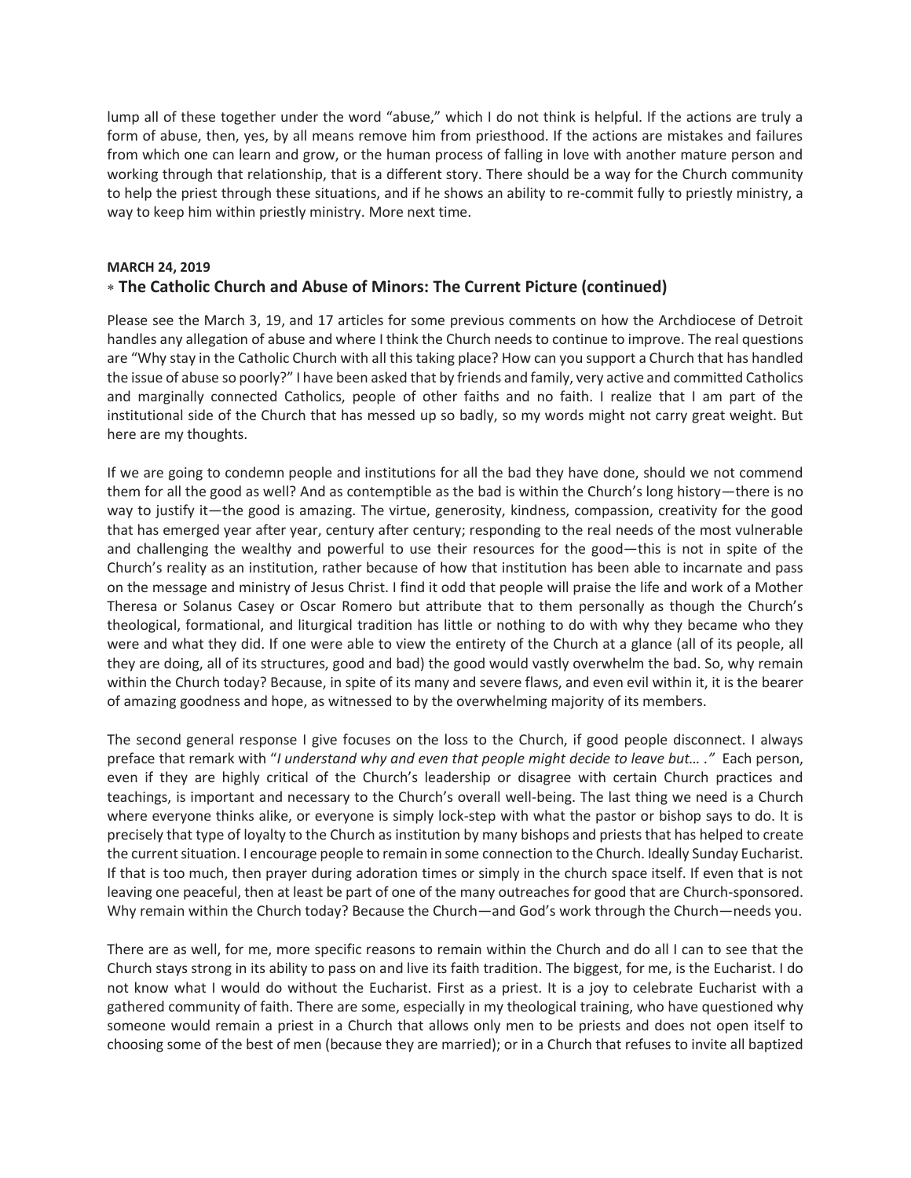lump all of these together under the word "abuse," which I do not think is helpful. If the actions are truly a form of abuse, then, yes, by all means remove him from priesthood. If the actions are mistakes and failures from which one can learn and grow, or the human process of falling in love with another mature person and working through that relationship, that is a different story. There should be a way for the Church community to help the priest through these situations, and if he shows an ability to re-commit fully to priestly ministry, a way to keep him within priestly ministry. More next time.

**MARCH 24, 2019**

### ⁎ The Catholic Church and Abuse of Minors: The Current Picture (continued)

Please see the March 3, 19, and 17 articles for some previous comments on how the Archdiocese of Detroit handles any allegation of abuse and where I think the Church needs to continue to improve. The real questions are "Why stay in the Catholic Church with all this taking place? How can you support a Church that has handled the issue of abuse so poorly?" I have been asked that by friends and family, very active and committed Catholics and marginally connected Catholics, people of other faiths and no faith. I realize that I am part of the institutional side of the Church that has messed up so badly, so my words might not carry great weight. But here are my thoughts.

If we are going to condemn people and institutions for all the bad they have done, should we not commend them for all the good as well? And as contemptible as the bad is within the Church's long history—there is no way to justify it—the good is amazing. The virtue, generosity, kindness, compassion, creativity for the good that has emerged year after year, century after century; responding to the real needs of the most vulnerable and challenging the wealthy and powerful to use their resources for the good—this is not in spite of the Church's reality as an institution, rather because of how that institution has been able to incarnate and pass on the message and ministry of Jesus Christ. I find it odd that people will praise the life and work of a Mother Theresa or Solanus Casey or Oscar Romero but attribute that to them personally as though the Church's theological, formational, and liturgical tradition has little or nothing to do with why they became who they were and what they did. If one were able to view the entirety of the Church at a glance (all of its people, all they are doing, all of its structures, good and bad) the good would vastly overwhelm the bad. So, why remain within the Church today? Because, in spite of its many and severe flaws, and even evil within it, it is the bearer of amazing goodness and hope, as witnessed to by the overwhelming majority of its members.

The second general response I give focuses on the loss to the Church, if good people disconnect. I always preface that remark with "*I understand why and even that people might decide to leave but… .*" Each person, even if they are highly critical of the Church's leadership or disagree with certain Church practices and teachings, is important and necessary to the Church's overall well-being. The last thing we need is a Church where everyone thinks alike, or everyone is simply lock-step with what the pastor or bishop says to do. It is precisely that type of loyalty to the Church as institution by many bishops and priests that has helped to create the current situation. I encourage people to remain in some connection to the Church. Ideally Sunday Eucharist. If that is too much, then prayer during adoration times or simply in the church space itself. If even that is not leaving one peaceful, then at least be part of one of the many outreaches for good that are Church-sponsored. Why remain within the Church today? Because the Church—and God's work through the Church—needs you.

There are as well, for me, more specific reasons to remain within the Church and do all I can to see that the Church stays strong in its ability to pass on and live its faith tradition. The biggest, for me, is the Eucharist. I do not know what I would do without the Eucharist. First as a priest. It is a joy to celebrate Eucharist with a gathered community of faith. There are some, especially in my theological training, who have questioned why someone would remain a priest in a Church that allows only men to be priests and does not open itself to choosing some of the best of men (because they are married); or in a Church that refuses to invite all baptized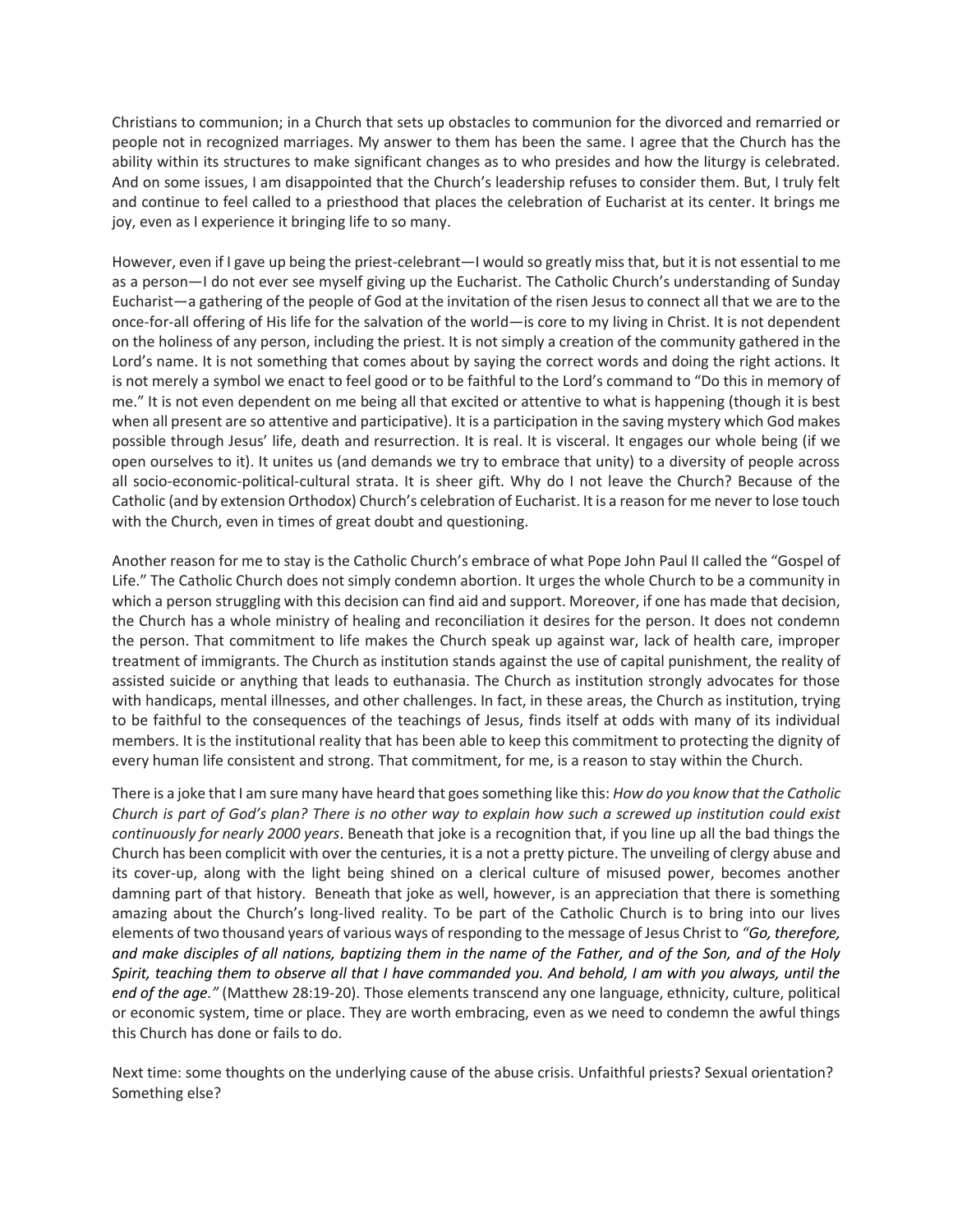Christians to communion; in a Church that sets up obstacles to communion for the divorced and remarried or people not in recognized marriages. My answer to them has been the same. I agree that the Church has the ability within its structures to make significant changes as to who presides and how the liturgy is celebrated. And on some issues, I am disappointed that the Church's leadership refuses to consider them. But, I truly felt and continue to feel called to a priesthood that places the celebration of Eucharist at its center. It brings me joy, even as I experience it bringing life to so many.

However, even if I gave up being the priest-celebrant—I would so greatly miss that, but it is not essential to me as a person—I do not ever see myself giving up the Eucharist. The Catholic Church's understanding of Sunday Eucharist—a gathering of the people of God at the invitation of the risen Jesus to connect all that we are to the once-for-all offering of His life for the salvation of the world—is core to my living in Christ. It is not dependent on the holiness of any person, including the priest. It is not simply a creation of the community gathered in the Lord's name. It is not something that comes about by saying the correct words and doing the right actions. It is not merely a symbol we enact to feel good or to be faithful to the Lord's command to "Do this in memory of me." It is not even dependent on me being all that excited or attentive to what is happening (though it is best when all present are so attentive and participative). It is a participation in the saving mystery which God makes possible through Jesus' life, death and resurrection. It is real. It is visceral. It engages our whole being (if we open ourselves to it). It unites us (and demands we try to embrace that unity) to a diversity of people across all socio-economic-political-cultural strata. It is sheer gift. Why do I not leave the Church? Because of the Catholic (and by extension Orthodox) Church's celebration of Eucharist. It is a reason for me never to lose touch with the Church, even in times of great doubt and questioning.

Another reason for me to stay is the Catholic Church's embrace of what Pope John Paul II called the "Gospel of Life." The Catholic Church does not simply condemn abortion. It urges the whole Church to be a community in which a person struggling with this decision can find aid and support. Moreover, if one has made that decision, the Church has a whole ministry of healing and reconciliation it desires for the person. It does not condemn the person. That commitment to life makes the Church speak up against war, lack of health care, improper treatment of immigrants. The Church as institution stands against the use of capital punishment, the reality of assisted suicide or anything that leads to euthanasia. The Church as institution strongly advocates for those with handicaps, mental illnesses, and other challenges. In fact, in these areas, the Church as institution, trying to be faithful to the consequences of the teachings of Jesus, finds itself at odds with many of its individual members. It is the institutional reality that has been able to keep this commitment to protecting the dignity of every human life consistent and strong. That commitment, for me, is a reason to stay within the Church.

There is a joke that I am sure many have heard that goes something like this: *How do you know that the Catholic Church is part of God's plan? There is no other way to explain how such a screwed up institution could exist continuously for nearly 2000 years*. Beneath that joke is a recognition that, if you line up all the bad things the Church has been complicit with over the centuries, it is a not a pretty picture. The unveiling of clergy abuse and its cover-up, along with the light being shined on a clerical culture of misused power, becomes another damning part of that history. Beneath that joke as well, however, is an appreciation that there is something amazing about the Church's long-lived reality. To be part of the Catholic Church is to bring into our lives elements of two thousand years of various ways of responding to the message of Jesus Christ to ***"Go, therefore, and make disciples of all nations, baptizing them in the name of the Father, and of the Son, and of the Holy Spirit, teaching them to observe all that I have commanded you. And behold, I am with you always, until the end of the age."*** (Matthew 28:19-20). Those elements transcend any one language, ethnicity, culture, political or economic system, time or place. They are worth embracing, even as we need to condemn the awful things this Church has done or fails to do.

Next time: some thoughts on the underlying cause of the abuse crisis. Unfaithful priests? Sexual orientation? Something else?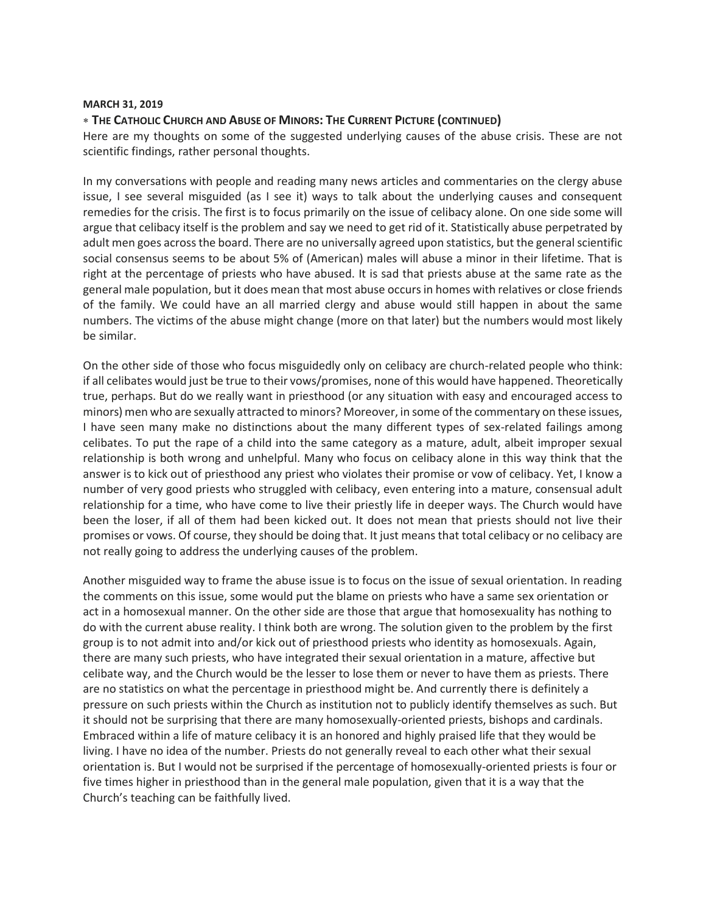**MARCH 31, 2019**

### * The Catholic Church and Abuse of Minors: The Current Picture (continued)

Here are my thoughts on some of the suggested underlying causes of the abuse crisis. These are not scientific findings, rather personal thoughts.

In my conversations with people and reading many news articles and commentaries on the clergy abuse issue, I see several misguided (as I see it) ways to talk about the underlying causes and consequent remedies for the crisis. The first is to focus primarily on the issue of celibacy alone. On one side some will argue that celibacy itself is the problem and say we need to get rid of it. Statistically abuse perpetrated by adult men goes across the board. There are no universally agreed upon statistics, but the general scientific social consensus seems to be about 5% of (American) males will abuse a minor in their lifetime. That is right at the percentage of priests who have abused. It is sad that priests abuse at the same rate as the general male population, but it does mean that most abuse occurs in homes with relatives or close friends of the family. We could have an all married clergy and abuse would still happen in about the same numbers. The victims of the abuse might change (more on that later) but the numbers would most likely be similar.

On the other side of those who focus misguidedly only on celibacy are church-related people who think: if all celibates would just be true to their vows/promises, none of this would have happened. Theoretically true, perhaps. But do we really want in priesthood (or any situation with easy and encouraged access to minors) men who are sexually attracted to minors? Moreover, in some of the commentary on these issues, I have seen many make no distinctions about the many different types of sex-related failings among celibates. To put the rape of a child into the same category as a mature, adult, albeit improper sexual relationship is both wrong and unhelpful. Many who focus on celibacy alone in this way think that the answer is to kick out of priesthood any priest who violates their promise or vow of celibacy. Yet, I know a number of very good priests who struggled with celibacy, even entering into a mature, consensual adult relationship for a time, who have come to live their priestly life in deeper ways. The Church would have been the loser, if all of them had been kicked out. It does not mean that priests should not live their promises or vows. Of course, they should be doing that. It just means that total celibacy or no celibacy are not really going to address the underlying causes of the problem.

Another misguided way to frame the abuse issue is to focus on the issue of sexual orientation. In reading the comments on this issue, some would put the blame on priests who have a same sex orientation or act in a homosexual manner. On the other side are those that argue that homosexuality has nothing to do with the current abuse reality. I think both are wrong. The solution given to the problem by the first group is to not admit into and/or kick out of priesthood priests who identity as homosexuals. Again, there are many such priests, who have integrated their sexual orientation in a mature, affective but celibate way, and the Church would be the lesser to lose them or never to have them as priests. There are no statistics on what the percentage in priesthood might be. And currently there is definitely a pressure on such priests within the Church as institution not to publicly identify themselves as such. But it should not be surprising that there are many homosexually-oriented priests, bishops and cardinals. Embraced within a life of mature celibacy it is an honored and highly praised life that they would be living. I have no idea of the number. Priests do not generally reveal to each other what their sexual orientation is. But I would not be surprised if the percentage of homosexually-oriented priests is four or five times higher in priesthood than in the general male population, given that it is a way that the Church's teaching can be faithfully lived.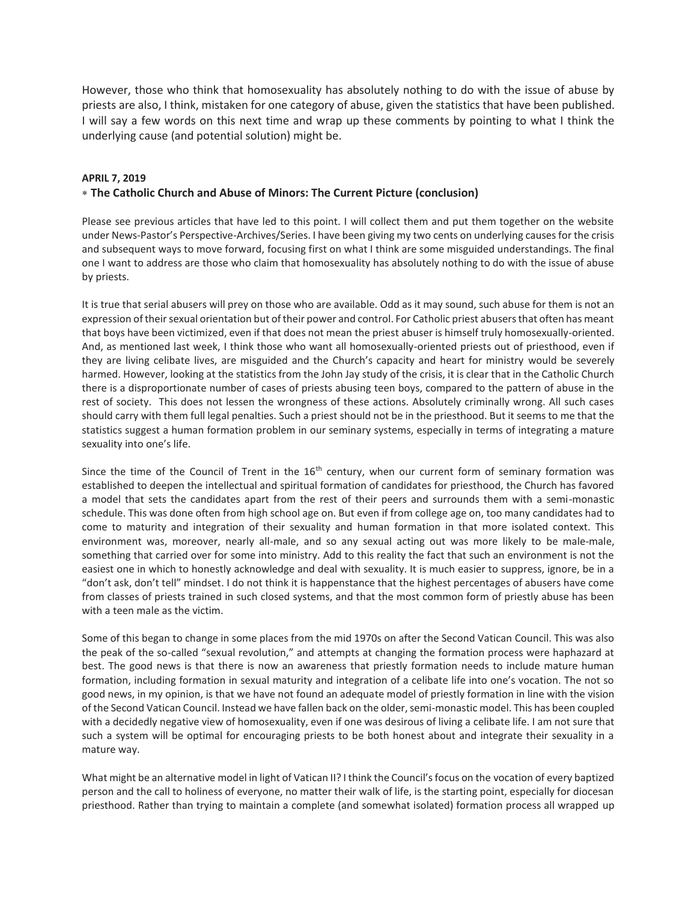However, those who think that homosexuality has absolutely nothing to do with the issue of abuse by priests are also, I think, mistaken for one category of abuse, given the statistics that have been published. I will say a few words on this next time and wrap up these comments by pointing to what I think the underlying cause (and potential solution) might be.

**APRIL 7, 2019**

∗ **The Catholic Church and Abuse of Minors: The Current Picture (conclusion)**

Please see previous articles that have led to this point. I will collect them and put them together on the website under News-Pastor's Perspective-Archives/Series. I have been giving my two cents on underlying causes for the crisis and subsequent ways to move forward, focusing first on what I think are some misguided understandings. The final one I want to address are those who claim that homosexuality has absolutely nothing to do with the issue of abuse by priests.

It is true that serial abusers will prey on those who are available. Odd as it may sound, such abuse for them is not an expression of their sexual orientation but of their power and control. For Catholic priest abusers that often has meant that boys have been victimized, even if that does not mean the priest abuser is himself truly homosexually-oriented. And, as mentioned last week, I think those who want all homosexually-oriented priests out of priesthood, even if they are living celibate lives, are misguided and the Church's capacity and heart for ministry would be severely harmed. However, looking at the statistics from the John Jay study of the crisis, it is clear that in the Catholic Church there is a disproportionate number of cases of priests abusing teen boys, compared to the pattern of abuse in the rest of society. This does not lessen the wrongness of these actions. Absolutely criminally wrong. All such cases should carry with them full legal penalties. Such a priest should not be in the priesthood. But it seems to me that the statistics suggest a human formation problem in our seminary systems, especially in terms of integrating a mature sexuality into one's life.

Since the time of the Council of Trent in the 16th century, when our current form of seminary formation was established to deepen the intellectual and spiritual formation of candidates for priesthood, the Church has favored a model that sets the candidates apart from the rest of their peers and surrounds them with a semi-monastic schedule. This was done often from high school age on. But even if from college age on, too many candidates had to come to maturity and integration of their sexuality and human formation in that more isolated context. This environment was, moreover, nearly all-male, and so any sexual acting out was more likely to be male-male, something that carried over for some into ministry. Add to this reality the fact that such an environment is not the easiest one in which to honestly acknowledge and deal with sexuality. It is much easier to suppress, ignore, be in a "don't ask, don't tell" mindset. I do not think it is happenstance that the highest percentages of abusers have come from classes of priests trained in such closed systems, and that the most common form of priestly abuse has been with a teen male as the victim.

Some of this began to change in some places from the mid 1970s on after the Second Vatican Council. This was also the peak of the so-called "sexual revolution," and attempts at changing the formation process were haphazard at best. The good news is that there is now an awareness that priestly formation needs to include mature human formation, including formation in sexual maturity and integration of a celibate life into one's vocation. The not so good news, in my opinion, is that we have not found an adequate model of priestly formation in line with the vision of the Second Vatican Council. Instead we have fallen back on the older, semi-monastic model. This has been coupled with a decidedly negative view of homosexuality, even if one was desirous of living a celibate life. I am not sure that such a system will be optimal for encouraging priests to be both honest about and integrate their sexuality in a mature way.

What might be an alternative model in light of Vatican II? I think the Council's focus on the vocation of every baptized person and the call to holiness of everyone, no matter their walk of life, is the starting point, especially for diocesan priesthood. Rather than trying to maintain a complete (and somewhat isolated) formation process all wrapped up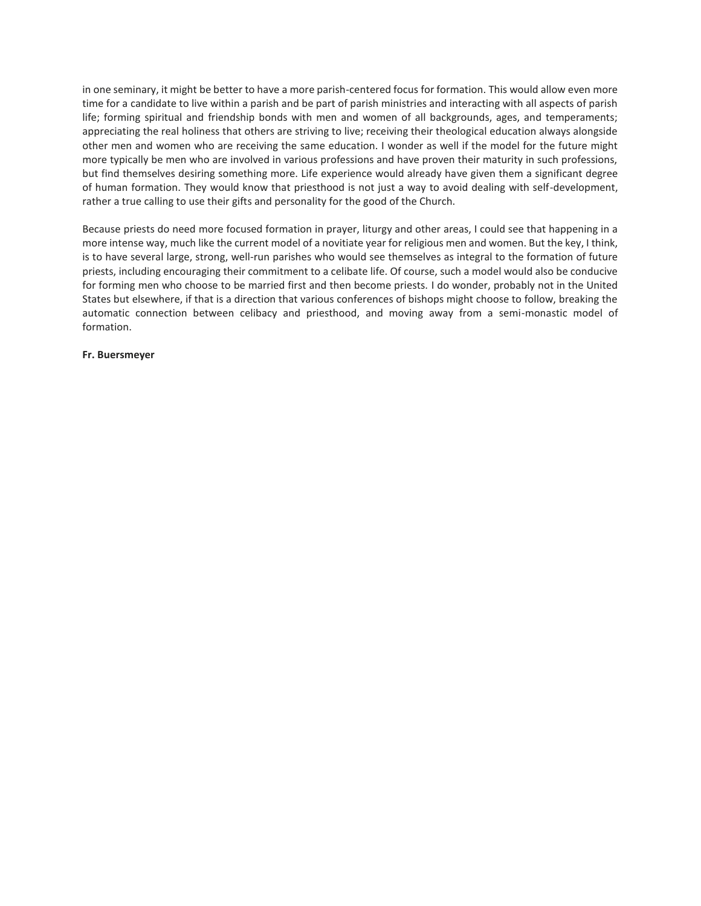in one seminary, it might be better to have a more parish-centered focus for formation. This would allow even more time for a candidate to live within a parish and be part of parish ministries and interacting with all aspects of parish life; forming spiritual and friendship bonds with men and women of all backgrounds, ages, and temperaments; appreciating the real holiness that others are striving to live; receiving their theological education always alongside other men and women who are receiving the same education. I wonder as well if the model for the future might more typically be men who are involved in various professions and have proven their maturity in such professions, but find themselves desiring something more. Life experience would already have given them a significant degree of human formation. They would know that priesthood is not just a way to avoid dealing with self-development, rather a true calling to use their gifts and personality for the good of the Church.

Because priests do need more focused formation in prayer, liturgy and other areas, I could see that happening in a more intense way, much like the current model of a novitiate year for religious men and women. But the key, I think, is to have several large, strong, well-run parishes who would see themselves as integral to the formation of future priests, including encouraging their commitment to a celibate life. Of course, such a model would also be conducive for forming men who choose to be married first and then become priests. I do wonder, probably not in the United States but elsewhere, if that is a direction that various conferences of bishops might choose to follow, breaking the automatic connection between celibacy and priesthood, and moving away from a semi-monastic model of formation.

**Fr. Buersmeyer**